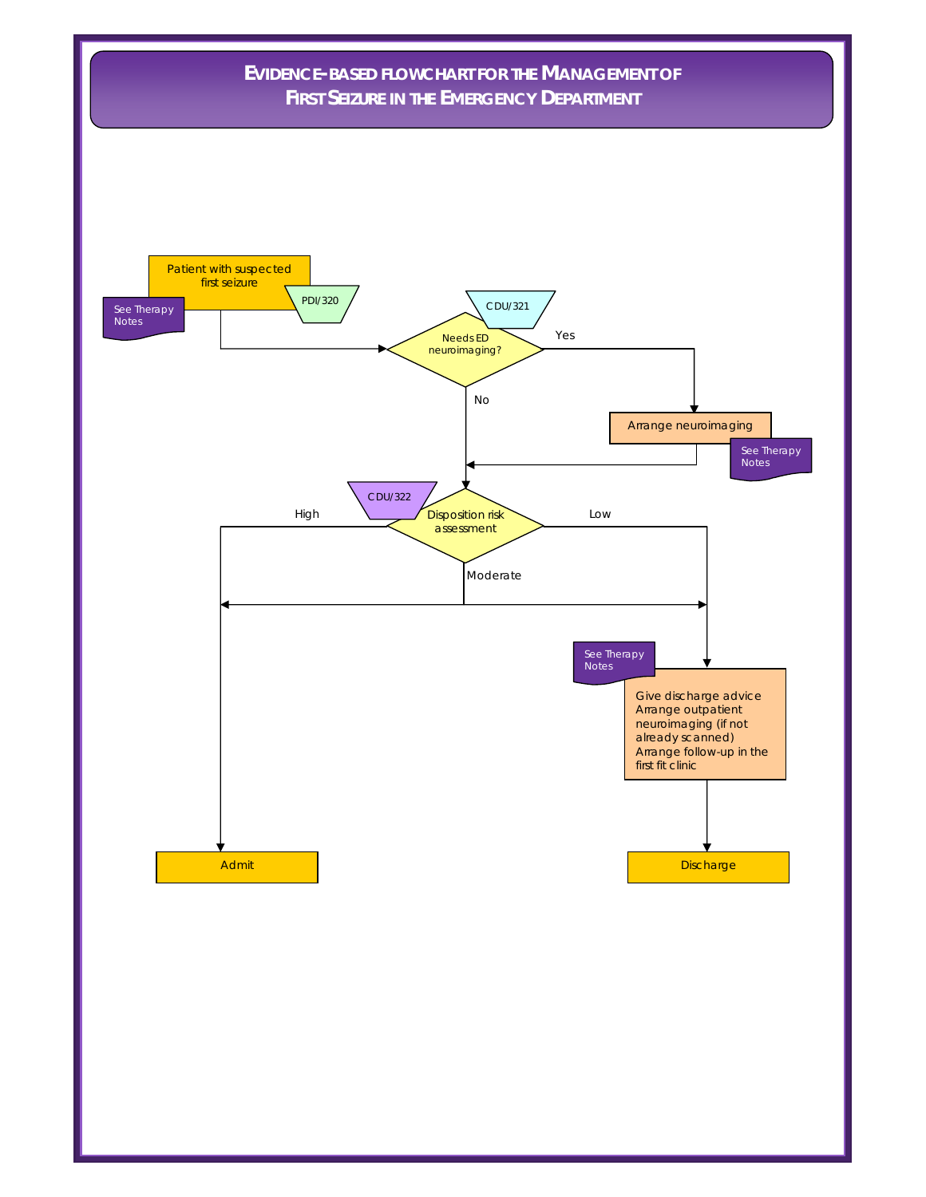# EVIDENCE-BASED FLOWCHART FOR THE MANAGEMENT OF FIRST SEIZURE IN THE EMERGENCY DEPARTMENT

Patient with suspected first seizure

PDI/320

See Therapy Notes

CDU/321

Needs ED neuroimaging?

Yes

No

Arrange neuroimaging

See Therapy Notes

CDU/322

Disposition risk assessment

High

Low

Moderate

See Therapy Notes

Give discharge advice
Arrange outpatient neuroimaging (if not already scanned)
Arrange follow-up in the first fit clinic

Admit

Discharge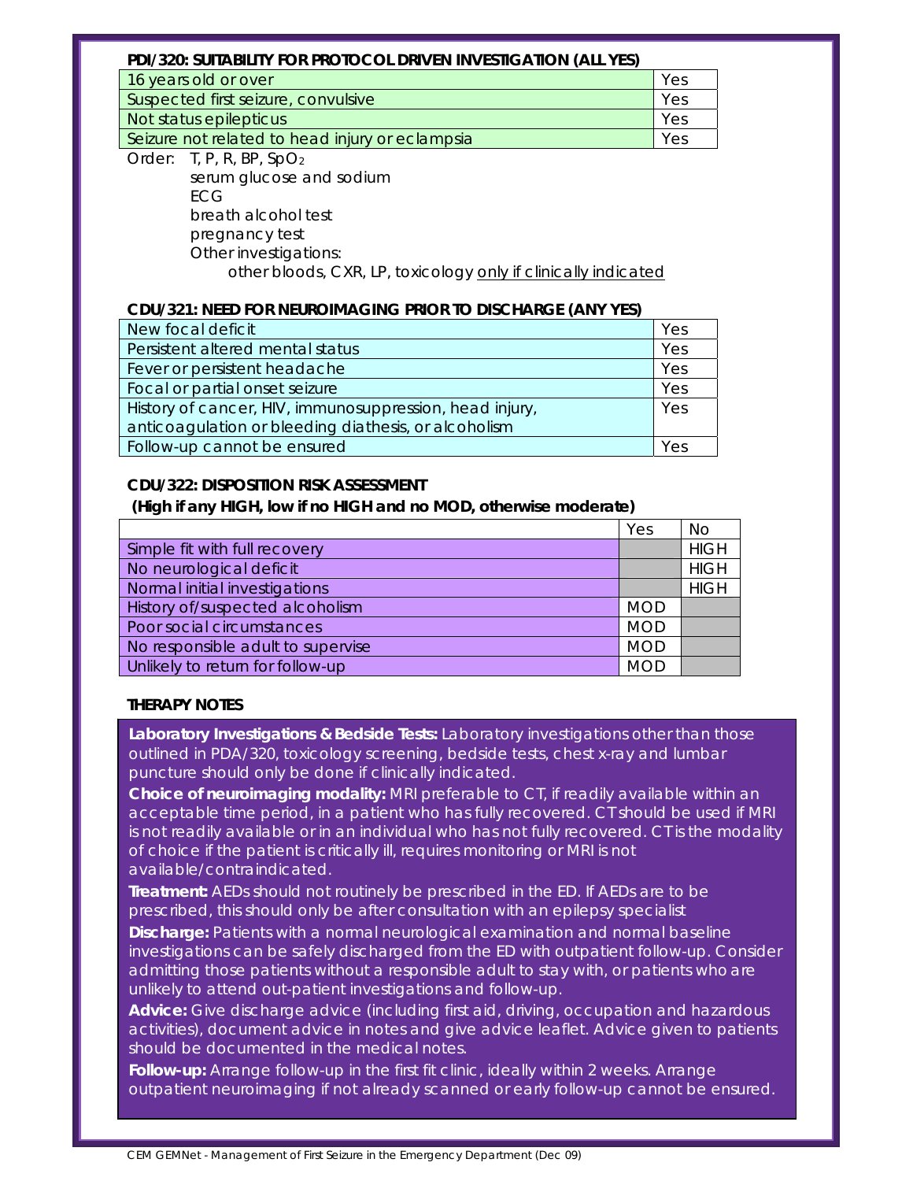**PDI/320: SUITABILITY FOR PROTOCOL DRIVEN INVESTIGATION (ALL YES)**

| | |
|---|---|
| 16 years old or over | Yes |
| Suspected first seizure, convulsive | Yes |
| Not status epilepticus | Yes |
| Seizure not related to head injury or eclampsia | Yes |

Order: T, P, R, BP, $SpO_2$
serum glucose and sodium
ECG
breath alcohol test
pregnancy test
Other investigations:
other bloods, CXR, LP, toxicology only if clinically indicated

**CDU/321: NEED FOR NEUROIMAGING PRIOR TO DISCHARGE (ANY YES)**

| | |
|---|---|
| New focal deficit | Yes |
| Persistent altered mental status | Yes |
| Fever or persistent headache | Yes |
| Focal or partial onset seizure | Yes |
| History of cancer, HIV, immunosuppression, head injury, anticoagulation or bleeding diathesis, or alcoholism | Yes |
| Follow-up cannot be ensured | Yes |

**CDU/322: DISPOSITION RISK ASSESSMENT**
**(High if any HIGH, low if no HIGH and no MOD, otherwise moderate)**

| | Yes | No |
|---|---|---|
| Simple fit with full recovery | | HIGH |
| No neurological deficit | | HIGH |
| Normal initial investigations | | HIGH |
| History of/suspected alcoholism | MOD | |
| Poor social circumstances | MOD | |
| No responsible adult to supervise | MOD | |
| Unlikely to return for follow-up | MOD | |

**THERAPY NOTES**

**Laboratory Investigations & Bedside Tests:** Laboratory investigations other than those outlined in PDA/320, toxicology screening, bedside tests, chest x-ray and lumbar puncture should only be done if clinically indicated.

**Choice of neuroimaging modality:** MRI preferable to CT, if readily available within an acceptable time period, in a patient who has fully recovered. CT should be used if MRI is not readily available or in an individual who has not fully recovered. CT is the modality of choice if the patient is critically ill, requires monitoring or MRI is not available/contraindicated.

**Treatment:** AEDs should not routinely be prescribed in the ED. If AEDs are to be prescribed, this should only be after consultation with an epilepsy specialist

**Discharge:** Patients with a normal neurological examination and normal baseline investigations can be safely discharged from the ED with outpatient follow-up. Consider admitting those patients without a responsible adult to stay with, or patients who are unlikely to attend out-patient investigations and follow-up.

**Advice:** Give discharge advice (including first aid, driving, occupation and hazardous activities), document advice in notes and give advice leaflet. Advice given to patients should be documented in the medical notes.

**Follow-up:** Arrange follow-up in the first fit clinic, ideally within 2 weeks. Arrange outpatient neuroimaging if not already scanned or early follow-up cannot be ensured.